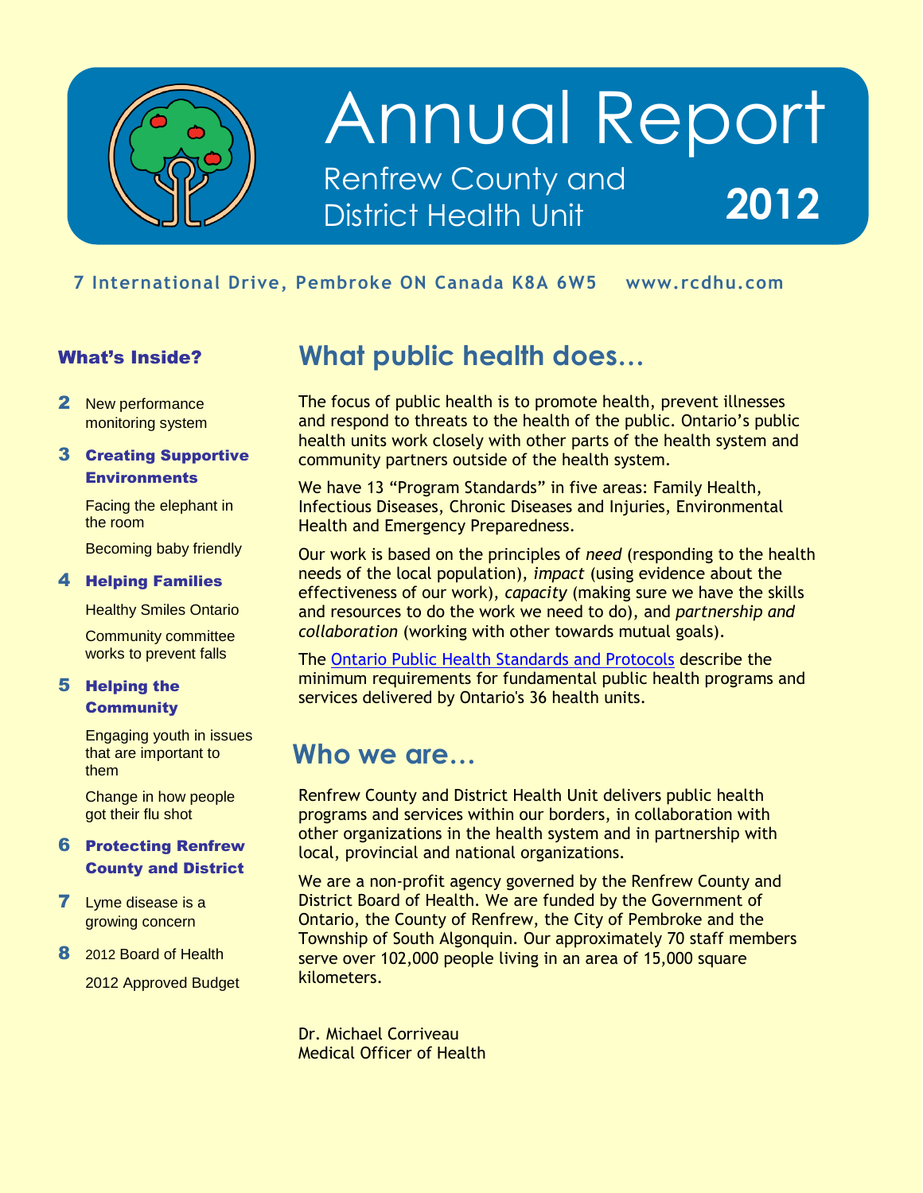# Annual Report

Renfrew County and District Health Unit

**2012**

7 International Drive, Pembroke ON Canada K8A 6W5 www.rcdhu.com

## What public health does...

The focus of public health is to promote health, prevent illnesses and respond to threats to the health of the public. Ontario's public health units work closely with other parts of the health system and community partners outside of the health system.

We have 13 "Program Standards" in five areas: Family Health, Infectious Diseases, Chronic Diseases and Injuries, Environmental Health and Emergency Preparedness.

Our work is based on the principles of *need* (responding to the health needs of the local population), *impact* (using evidence about the effectiveness of our work), *capacity* (making sure we have the skills and resources to do the work we need to do), and *partnership and collaboration* (working with other towards mutual goals).

The Ontario Public Health Standards and Protocols describe the minimum requirements for fundamental public health programs and services delivered by Ontario's 36 health units.

## Who we are...

Renfrew County and District Health Unit delivers public health programs and services within our borders, in collaboration with other organizations in the health system and in partnership with local, provincial and national organizations.

We are a non-profit agency governed by the Renfrew County and District Board of Health. We are funded by the Government of Ontario, the County of Renfrew, the City of Pembroke and the Township of South Algonquin. Our approximately 70 staff members serve over 102,000 people living in an area of 15,000 square kilometers.

Dr. Michael Corriveau
Medical Officer of Health

### What's Inside?

- **2** New performance monitoring system
- **3** **Creating Supportive Environments**
  - Facing the elephant in the room
  - Becoming baby friendly
- **4** **Helping Families**
  - Healthy Smiles Ontario
  - Community committee works to prevent falls
- **5** **Helping the Community**
  - Engaging youth in issues that are important to them
  - Change in how people got their flu shot
- **6** **Protecting Renfrew County and District**
- **7** Lyme disease is a growing concern
- **8** 2012 Board of Health
  - 2012 Approved Budget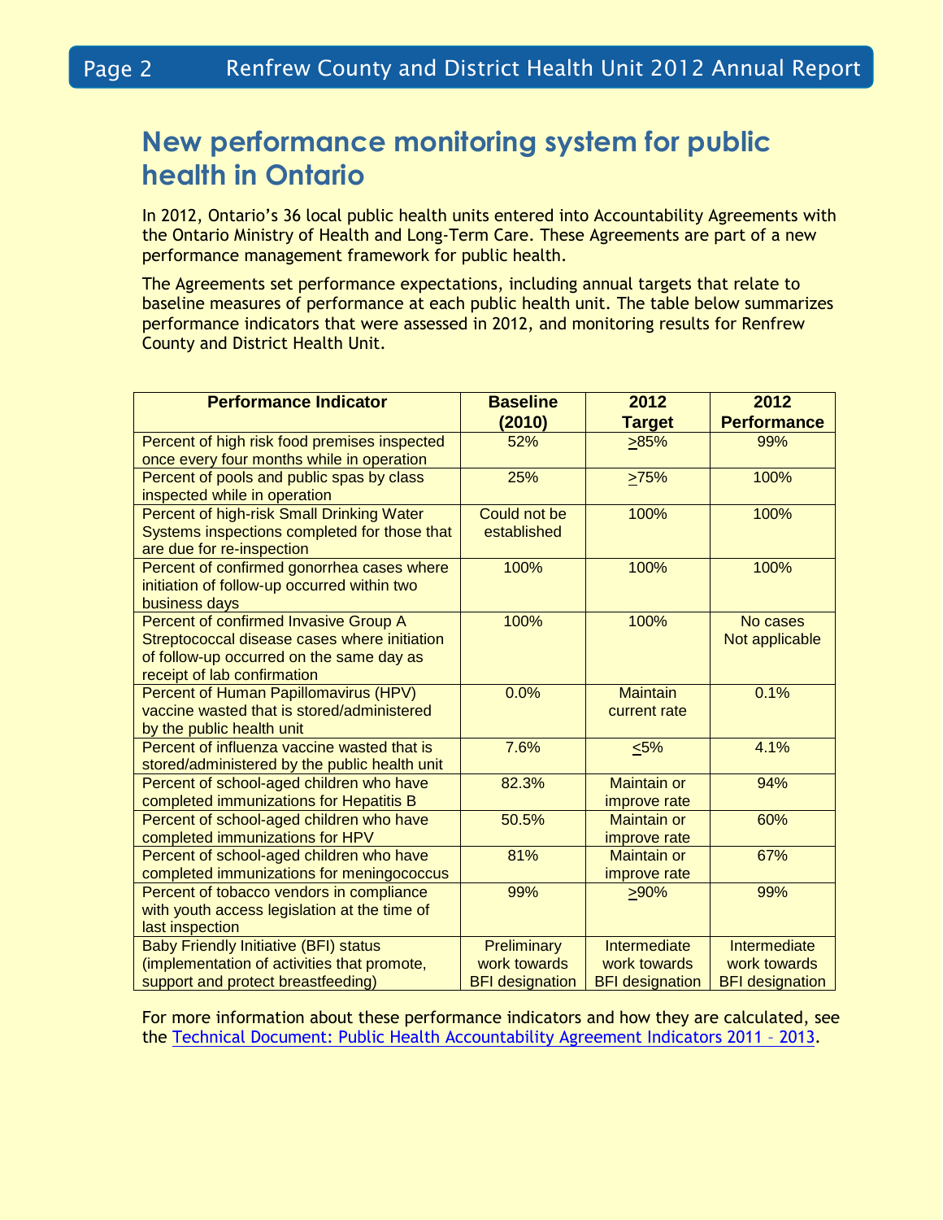## New performance monitoring system for public health in Ontario

In 2012, Ontario's 36 local public health units entered into Accountability Agreements with the Ontario Ministry of Health and Long-Term Care. These Agreements are part of a new performance management framework for public health.

The Agreements set performance expectations, including annual targets that relate to baseline measures of performance at each public health unit. The table below summarizes performance indicators that were assessed in 2012, and monitoring results for Renfrew County and District Health Unit.

| Performance Indicator | Baseline (2010) | 2012 Target | 2012 Performance |
|---|---|---|---|
| Percent of high risk food premises inspected once every four months while in operation | 52% | ≥85% | 99% |
| Percent of pools and public spas by class inspected while in operation | 25% | ≥75% | 100% |
| Percent of high-risk Small Drinking Water Systems inspections completed for those that are due for re-inspection | Could not be established | 100% | 100% |
| Percent of confirmed gonorrhea cases where initiation of follow-up occurred within two business days | 100% | 100% | 100% |
| Percent of confirmed Invasive Group A Streptococcal disease cases where initiation of follow-up occurred on the same day as receipt of lab confirmation | 100% | 100% | No cases Not applicable |
| Percent of Human Papillomavirus (HPV) vaccine wasted that is stored/administered by the public health unit | 0.0% | Maintain current rate | 0.1% |
| Percent of influenza vaccine wasted that is stored/administered by the public health unit | 7.6% | ≤5% | 4.1% |
| Percent of school-aged children who have completed immunizations for Hepatitis B | 82.3% | Maintain or improve rate | 94% |
| Percent of school-aged children who have completed immunizations for HPV | 50.5% | Maintain or improve rate | 60% |
| Percent of school-aged children who have completed immunizations for meningococcus | 81% | Maintain or improve rate | 67% |
| Percent of tobacco vendors in compliance with youth access legislation at the time of last inspection | 99% | ≥90% | 99% |
| Baby Friendly Initiative (BFI) status (implementation of activities that promote, support and protect breastfeeding) | Preliminary work towards BFI designation | Intermediate work towards BFI designation | Intermediate work towards BFI designation |

For more information about these performance indicators and how they are calculated, see the Technical Document: Public Health Accountability Agreement Indicators 2011 – 2013.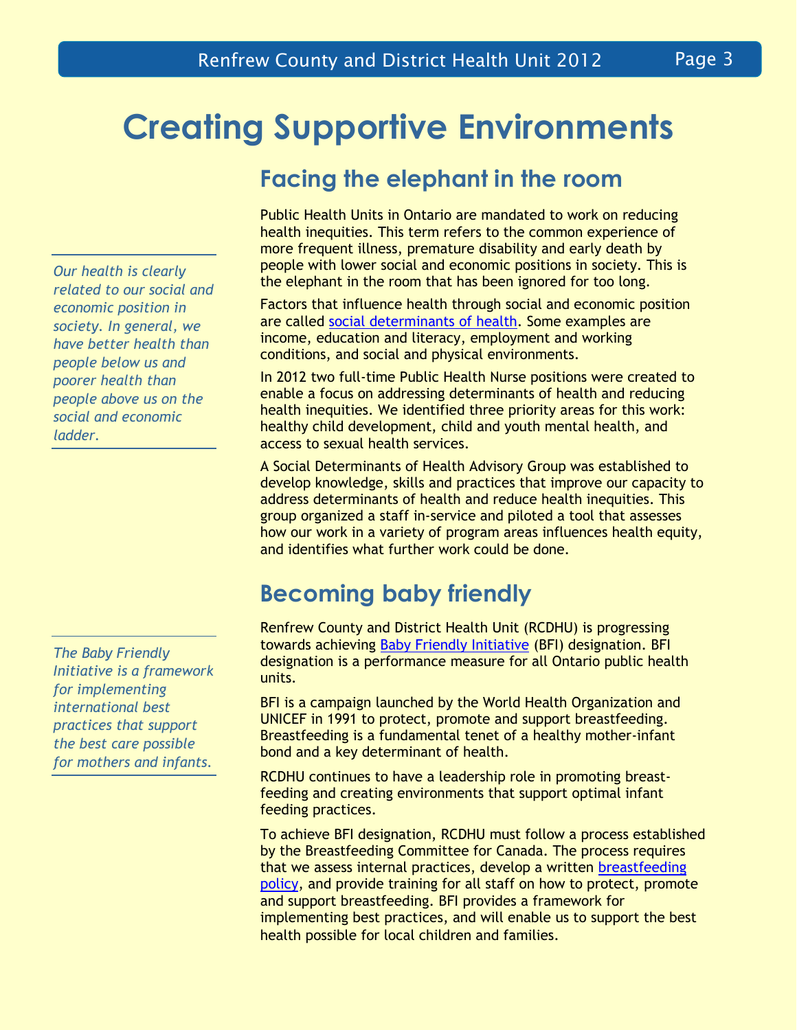# Creating Supportive Environments

## Facing the elephant in the room

Public Health Units in Ontario are mandated to work on reducing health inequities. This term refers to the common experience of more frequent illness, premature disability and early death by people with lower social and economic positions in society. This is the elephant in the room that has been ignored for too long.

*Our health is clearly related to our social and economic position in society. In general, we have better health than people below us and poorer health than people above us on the social and economic ladder.*

Factors that influence health through social and economic position are called social determinants of health. Some examples are income, education and literacy, employment and working conditions, and social and physical environments.

In 2012 two full-time Public Health Nurse positions were created to enable a focus on addressing determinants of health and reducing health inequities. We identified three priority areas for this work: healthy child development, child and youth mental health, and access to sexual health services.

A Social Determinants of Health Advisory Group was established to develop knowledge, skills and practices that improve our capacity to address determinants of health and reduce health inequities. This group organized a staff in-service and piloted a tool that assesses how our work in a variety of program areas influences health equity, and identifies what further work could be done.

## Becoming baby friendly

Renfrew County and District Health Unit (RCDHU) is progressing towards achieving Baby Friendly Initiative (BFI) designation. BFI designation is a performance measure for all Ontario public health units.

*The Baby Friendly Initiative is a framework for implementing international best practices that support the best care possible for mothers and infants.*

BFI is a campaign launched by the World Health Organization and UNICEF in 1991 to protect, promote and support breastfeeding. Breastfeeding is a fundamental tenet of a healthy mother-infant bond and a key determinant of health.

RCDHU continues to have a leadership role in promoting breast-feeding and creating environments that support optimal infant feeding practices.

To achieve BFI designation, RCDHU must follow a process established by the Breastfeeding Committee for Canada. The process requires that we assess internal practices, develop a written breastfeeding policy, and provide training for all staff on how to protect, promote and support breastfeeding. BFI provides a framework for implementing best practices, and will enable us to support the best health possible for local children and families.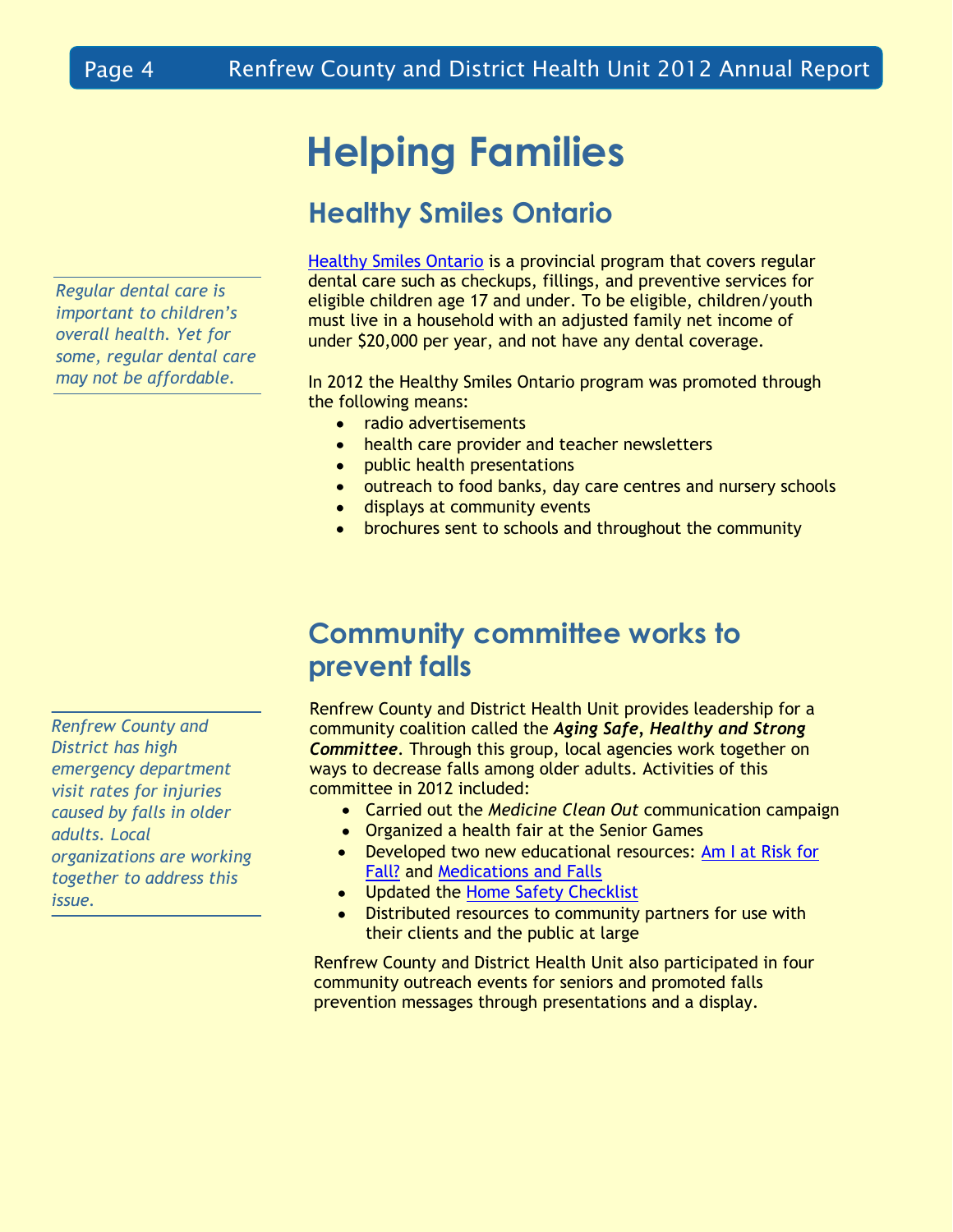# Helping Families

## Healthy Smiles Ontario

*Regular dental care is important to children's overall health. Yet for some, regular dental care may not be affordable.*

Healthy Smiles Ontario is a provincial program that covers regular dental care such as checkups, fillings, and preventive services for eligible children age 17 and under. To be eligible, children/youth must live in a household with an adjusted family net income of under $20,000 per year, and not have any dental coverage.

In 2012 the Healthy Smiles Ontario program was promoted through the following means:

- radio advertisements
- health care provider and teacher newsletters
- public health presentations
- outreach to food banks, day care centres and nursery schools
- displays at community events
- brochures sent to schools and throughout the community

## Community committee works to prevent falls

*Renfrew County and District has high emergency department visit rates for injuries caused by falls in older adults. Local organizations are working together to address this issue.*

Renfrew County and District Health Unit provides leadership for a community coalition called the ***Aging Safe, Healthy and Strong Committee***. Through this group, local agencies work together on ways to decrease falls among older adults. Activities of this committee in 2012 included:

- Carried out the *Medicine Clean Out* communication campaign
- Organized a health fair at the Senior Games
- Developed two new educational resources: Am I at Risk for Fall? and Medications and Falls
- Updated the Home Safety Checklist
- Distributed resources to community partners for use with their clients and the public at large

Renfrew County and District Health Unit also participated in four community outreach events for seniors and promoted falls prevention messages through presentations and a display.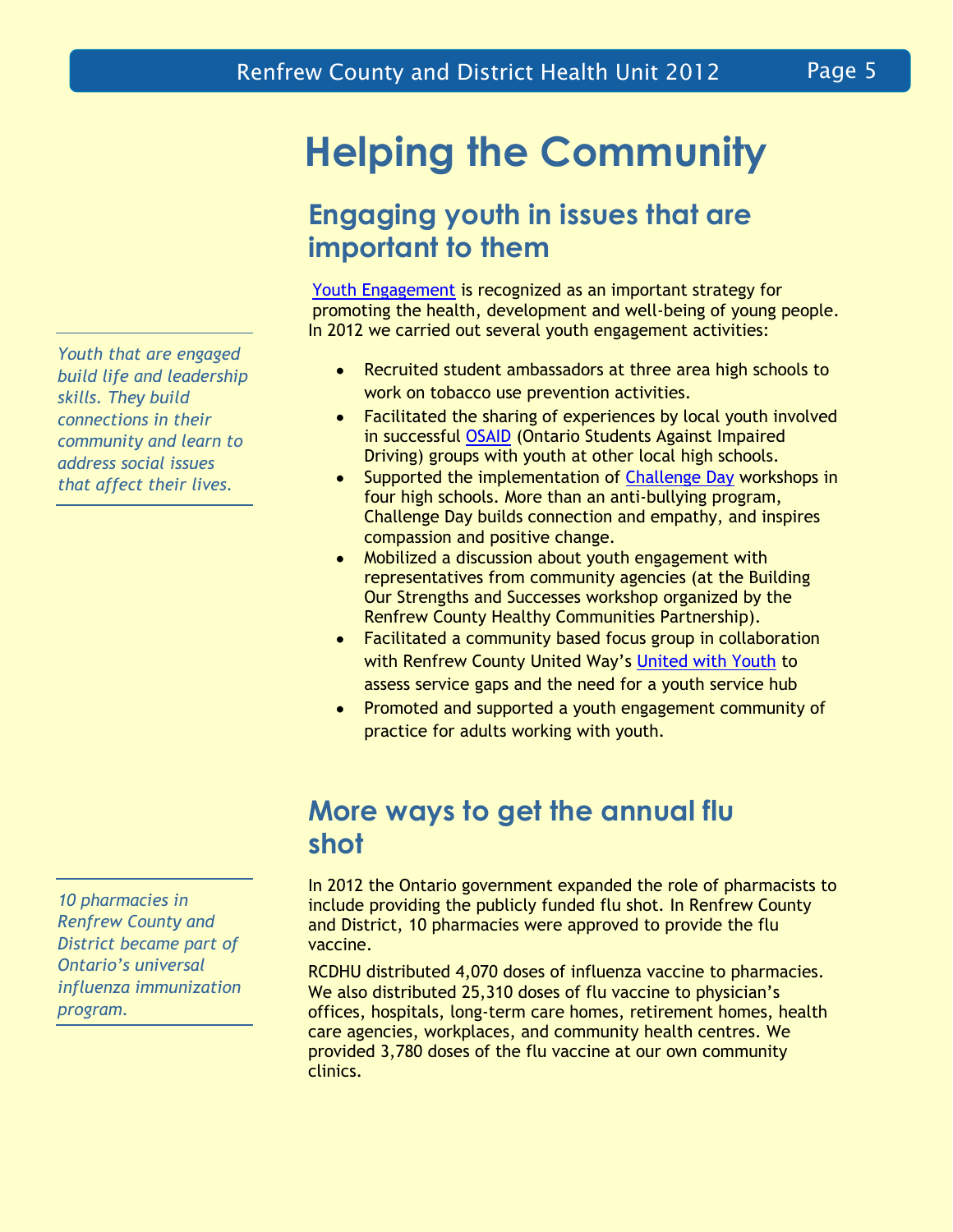# Helping the Community

## Engaging youth in issues that are important to them

*Youth that are engaged build life and leadership skills. They build connections in their community and learn to address social issues that affect their lives.*

Youth Engagement is recognized as an important strategy for promoting the health, development and well-being of young people. In 2012 we carried out several youth engagement activities:

- Recruited student ambassadors at three area high schools to work on tobacco use prevention activities.
- Facilitated the sharing of experiences by local youth involved in successful OSAID (Ontario Students Against Impaired Driving) groups with youth at other local high schools.
- Supported the implementation of Challenge Day workshops in four high schools. More than an anti-bullying program, Challenge Day builds connection and empathy, and inspires compassion and positive change.
- Mobilized a discussion about youth engagement with representatives from community agencies (at the Building Our Strengths and Successes workshop organized by the Renfrew County Healthy Communities Partnership).
- Facilitated a community based focus group in collaboration with Renfrew County United Way's United with Youth to assess service gaps and the need for a youth service hub
- Promoted and supported a youth engagement community of practice for adults working with youth.

## More ways to get the annual flu shot

*10 pharmacies in Renfrew County and District became part of Ontario's universal influenza immunization program.*

In 2012 the Ontario government expanded the role of pharmacists to include providing the publicly funded flu shot. In Renfrew County and District, 10 pharmacies were approved to provide the flu vaccine.

RCDHU distributed 4,070 doses of influenza vaccine to pharmacies. We also distributed 25,310 doses of flu vaccine to physician's offices, hospitals, long-term care homes, retirement homes, health care agencies, workplaces, and community health centres. We provided 3,780 doses of the flu vaccine at our own community clinics.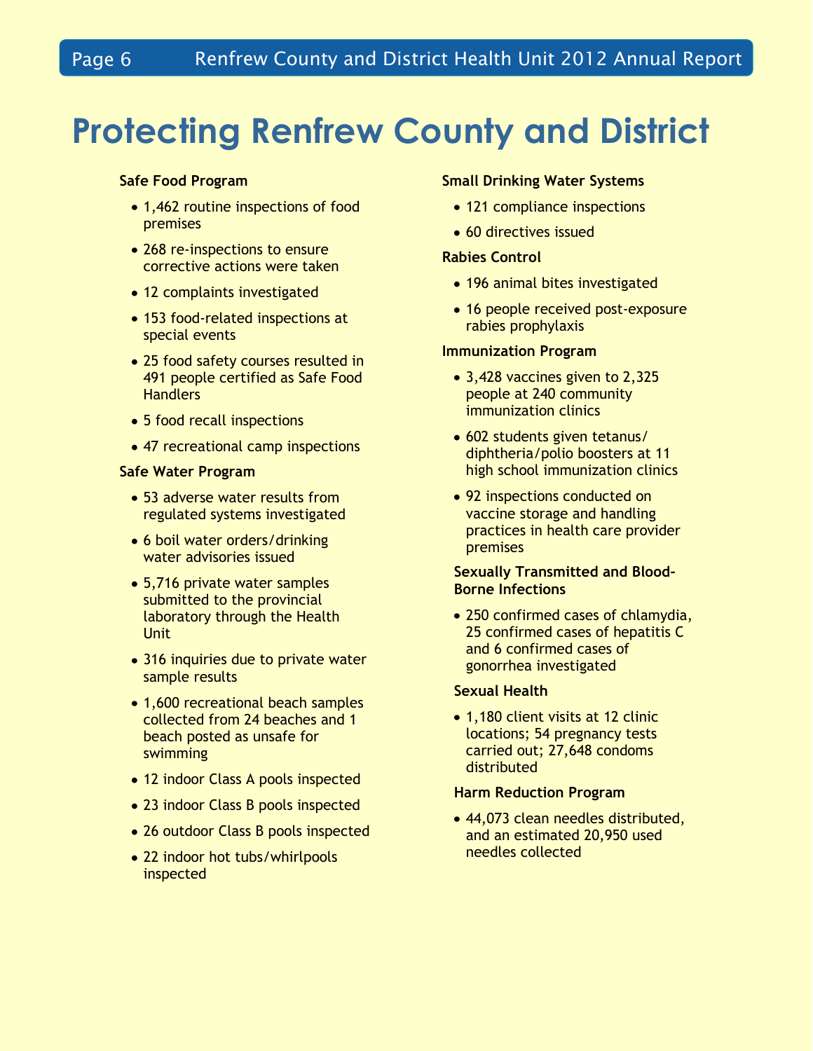# Protecting Renfrew County and District

**Safe Food Program**

- 1,462 routine inspections of food premises
- 268 re-inspections to ensure corrective actions were taken
- 12 complaints investigated
- 153 food-related inspections at special events
- 25 food safety courses resulted in 491 people certified as Safe Food Handlers
- 5 food recall inspections
- 47 recreational camp inspections

**Safe Water Program**

- 53 adverse water results from regulated systems investigated
- 6 boil water orders/drinking water advisories issued
- 5,716 private water samples submitted to the provincial laboratory through the Health Unit
- 316 inquiries due to private water sample results
- 1,600 recreational beach samples collected from 24 beaches and 1 beach posted as unsafe for swimming
- 12 indoor Class A pools inspected
- 23 indoor Class B pools inspected
- 26 outdoor Class B pools inspected
- 22 indoor hot tubs/whirlpools inspected

**Small Drinking Water Systems**

- 121 compliance inspections
- 60 directives issued

**Rabies Control**

- 196 animal bites investigated
- 16 people received post-exposure rabies prophylaxis

**Immunization Program**

- 3,428 vaccines given to 2,325 people at 240 community immunization clinics
- 602 students given tetanus/diphtheria/polio boosters at 11 high school immunization clinics
- 92 inspections conducted on vaccine storage and handling practices in health care provider premises

**Sexually Transmitted and Blood-Borne Infections**

- 250 confirmed cases of chlamydia, 25 confirmed cases of hepatitis C and 6 confirmed cases of gonorrhea investigated

**Sexual Health**

- 1,180 client visits at 12 clinic locations; 54 pregnancy tests carried out; 27,648 condoms distributed

**Harm Reduction Program**

- 44,073 clean needles distributed, and an estimated 20,950 used needles collected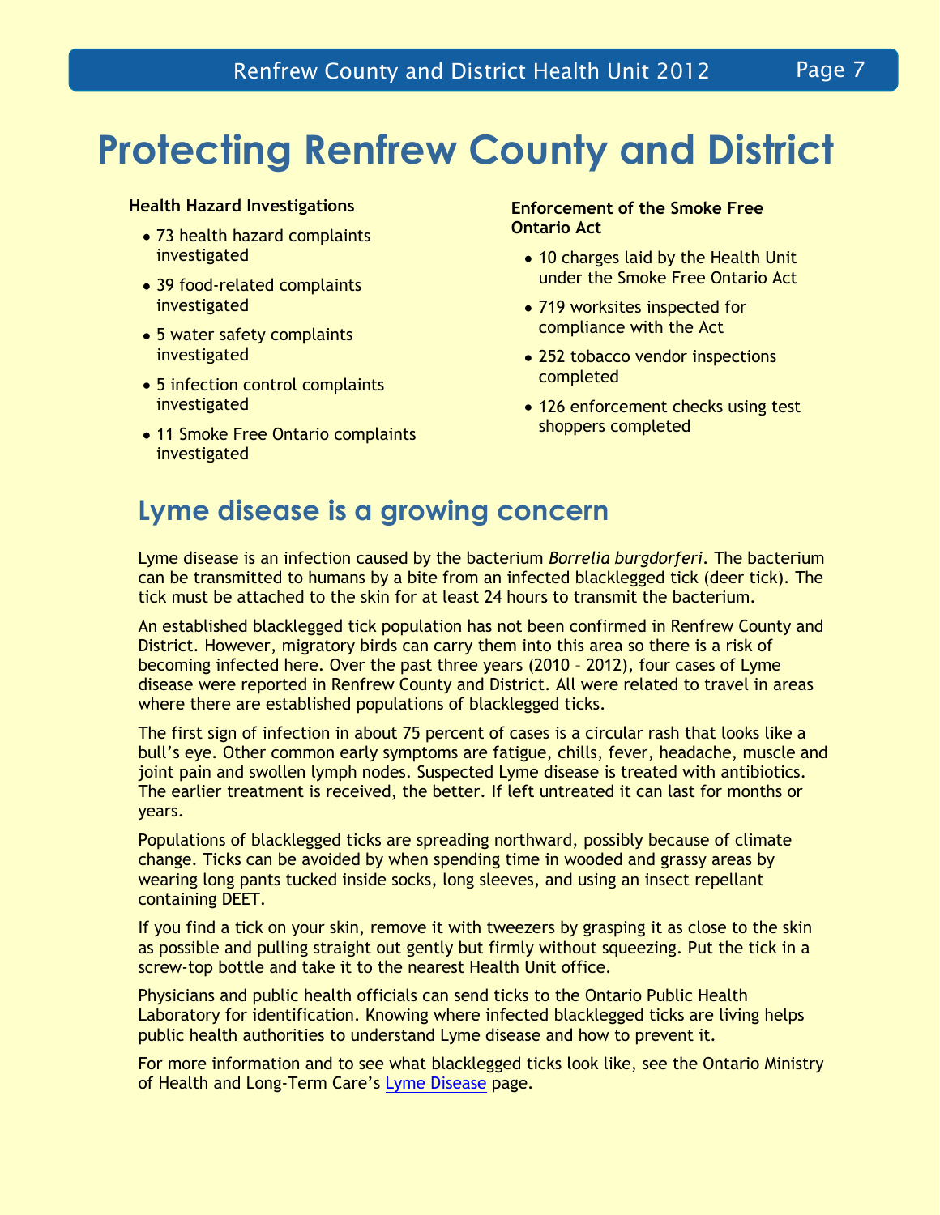# Protecting Renfrew County and District

**Health Hazard Investigations**

- 73 health hazard complaints investigated
- 39 food-related complaints investigated
- 5 water safety complaints investigated
- 5 infection control complaints investigated
- 11 Smoke Free Ontario complaints investigated

**Enforcement of the Smoke Free Ontario Act**

- 10 charges laid by the Health Unit under the Smoke Free Ontario Act
- 719 worksites inspected for compliance with the Act
- 252 tobacco vendor inspections completed
- 126 enforcement checks using test shoppers completed

## Lyme disease is a growing concern

Lyme disease is an infection caused by the bacterium *Borrelia burgdorferi*. The bacterium can be transmitted to humans by a bite from an infected blacklegged tick (deer tick). The tick must be attached to the skin for at least 24 hours to transmit the bacterium.

An established blacklegged tick population has not been confirmed in Renfrew County and District. However, migratory birds can carry them into this area so there is a risk of becoming infected here. Over the past three years (2010 – 2012), four cases of Lyme disease were reported in Renfrew County and District. All were related to travel in areas where there are established populations of blacklegged ticks.

The first sign of infection in about 75 percent of cases is a circular rash that looks like a bull's eye. Other common early symptoms are fatigue, chills, fever, headache, muscle and joint pain and swollen lymph nodes. Suspected Lyme disease is treated with antibiotics. The earlier treatment is received, the better. If left untreated it can last for months or years.

Populations of blacklegged ticks are spreading northward, possibly because of climate change. Ticks can be avoided by when spending time in wooded and grassy areas by wearing long pants tucked inside socks, long sleeves, and using an insect repellant containing DEET.

If you find a tick on your skin, remove it with tweezers by grasping it as close to the skin as possible and pulling straight out gently but firmly without squeezing. Put the tick in a screw-top bottle and take it to the nearest Health Unit office.

Physicians and public health officials can send ticks to the Ontario Public Health Laboratory for identification. Knowing where infected blacklegged ticks are living helps public health authorities to understand Lyme disease and how to prevent it.

For more information and to see what blacklegged ticks look like, see the Ontario Ministry of Health and Long-Term Care's Lyme Disease page.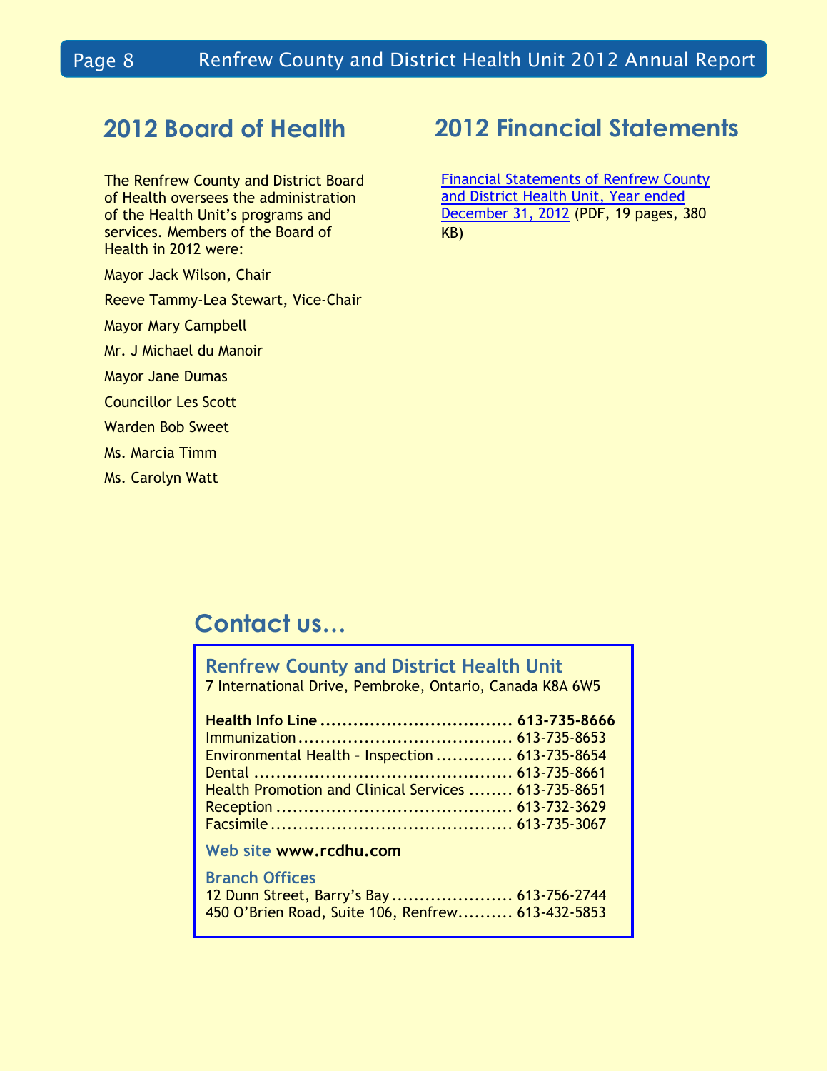## 2012 Board of Health

The Renfrew County and District Board of Health oversees the administration of the Health Unit's programs and services. Members of the Board of Health in 2012 were:

Mayor Jack Wilson, Chair

Reeve Tammy-Lea Stewart, Vice-Chair

Mayor Mary Campbell

Mr. J Michael du Manoir

Mayor Jane Dumas

Councillor Les Scott

Warden Bob Sweet

Ms. Marcia Timm

Ms. Carolyn Watt

## 2012 Financial Statements

Financial Statements of Renfrew County and District Health Unit, Year ended December 31, 2012 (PDF, 19 pages, 380 KB)

## Contact us...

### Renfrew County and District Health Unit

7 International Drive, Pembroke, Ontario, Canada K8A 6W5

**Health Info Line .................................. 613-735-8666**
Immunization ...................................... 613-735-8653
Environmental Health – Inspection ............. 613-735-8654
Dental ............................................. 613-735-8661
Health Promotion and Clinical Services ........ 613-735-8651
Reception .......................................... 613-732-3629
Facsimile ........................................... 613-735-3067

Web site **www.rcdhu.com**

**Branch Offices**

12 Dunn Street, Barry's Bay ...................... 613-756-2744
450 O'Brien Road, Suite 106, Renfrew.......... 613-432-5853